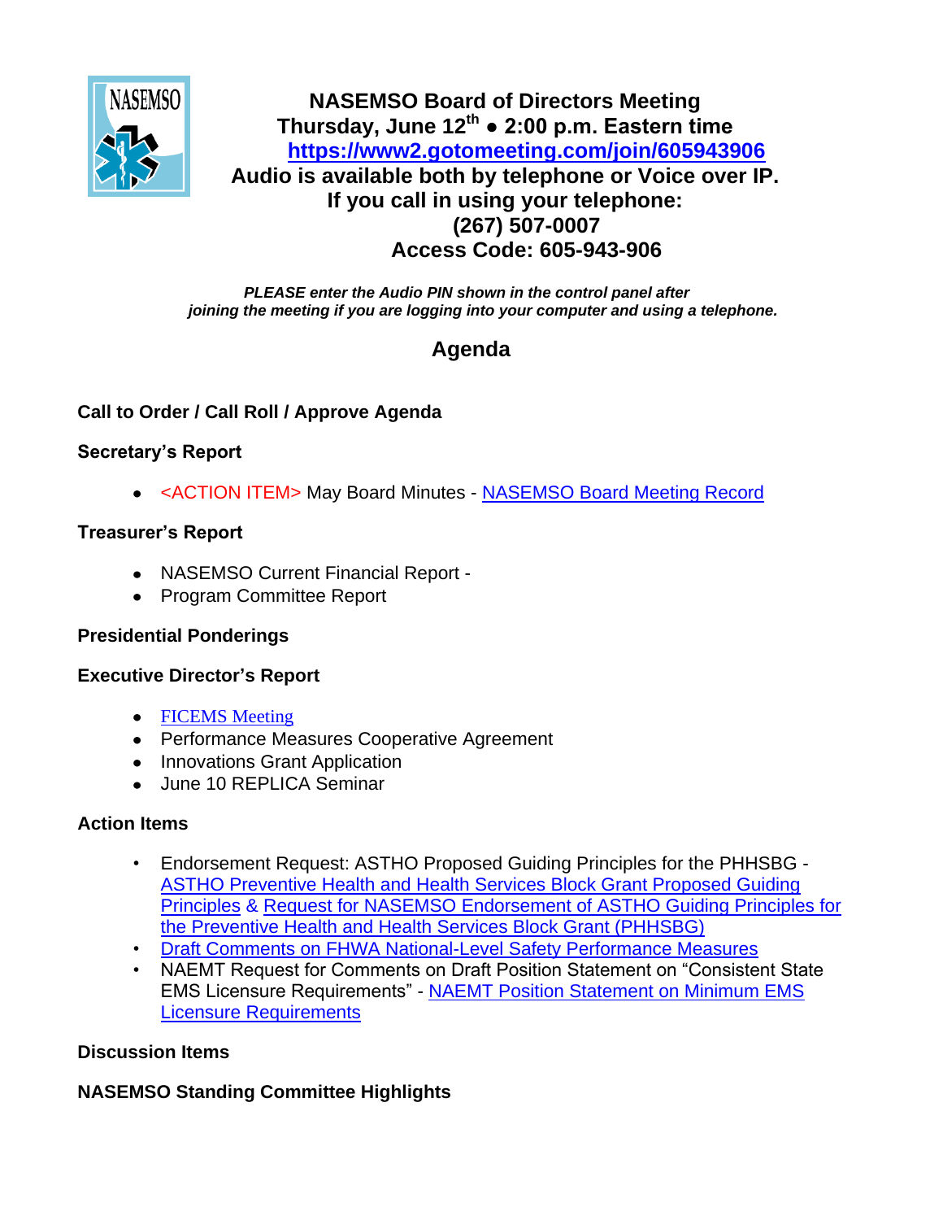# NASEMSO Board of Directors Meeting

**Thursday, June 12th ● 2:00 p.m. Eastern time**

**https://www2.gotomeeting.com/join/605943906**

**Audio is available both by telephone or Voice over IP.**

**If you call in using your telephone:**

**(267) 507-0007**

**Access Code: 605-943-906**

***PLEASE enter the Audio PIN shown in the control panel after joining the meeting if you are logging into your computer and using a telephone.***

## Agenda

**Call to Order / Call Roll / Approve Agenda**

**Secretary's Report**

- <ACTION ITEM> May Board Minutes - NASEMSO Board Meeting Record

**Treasurer's Report**

- NASEMSO Current Financial Report -
- Program Committee Report

**Presidential Ponderings**

**Executive Director's Report**

- FICEMS Meeting
- Performance Measures Cooperative Agreement
- Innovations Grant Application
- June 10 REPLICA Seminar

**Action Items**

- Endorsement Request: ASTHO Proposed Guiding Principles for the PHHSBG - ASTHO Preventive Health and Health Services Block Grant Proposed Guiding Principles & Request for NASEMSO Endorsement of ASTHO Guiding Principles for the Preventive Health and Health Services Block Grant (PHHSBG)
- Draft Comments on FHWA National-Level Safety Performance Measures
- NAEMT Request for Comments on Draft Position Statement on "Consistent State EMS Licensure Requirements" - NAEMT Position Statement on Minimum EMS Licensure Requirements

**Discussion Items**

**NASEMSO Standing Committee Highlights**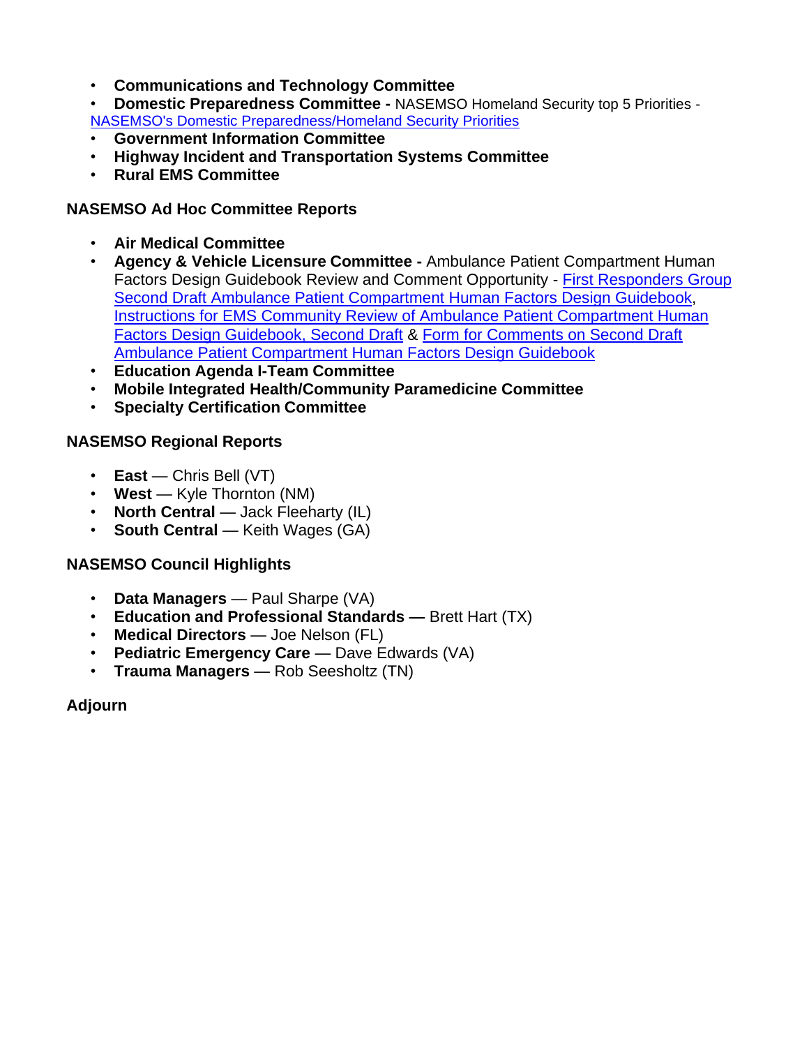- **Communications and Technology Committee**
- **Domestic Preparedness Committee -** NASEMSO Homeland Security top 5 Priorities - NASEMSO's Domestic Preparedness/Homeland Security Priorities
- **Government Information Committee**
- **Highway Incident and Transportation Systems Committee**
- **Rural EMS Committee**

**NASEMSO Ad Hoc Committee Reports**

- **Air Medical Committee**
- **Agency & Vehicle Licensure Committee -** Ambulance Patient Compartment Human Factors Design Guidebook Review and Comment Opportunity - First Responders Group Second Draft Ambulance Patient Compartment Human Factors Design Guidebook, Instructions for EMS Community Review of Ambulance Patient Compartment Human Factors Design Guidebook, Second Draft & Form for Comments on Second Draft Ambulance Patient Compartment Human Factors Design Guidebook
- **Education Agenda I-Team Committee**
- **Mobile Integrated Health/Community Paramedicine Committee**
- **Specialty Certification Committee**

**NASEMSO Regional Reports**

- **East** — Chris Bell (VT)
- **West** — Kyle Thornton (NM)
- **North Central** — Jack Fleeharty (IL)
- **South Central** — Keith Wages (GA)

**NASEMSO Council Highlights**

- **Data Managers** — Paul Sharpe (VA)
- **Education and Professional Standards —** Brett Hart (TX)
- **Medical Directors** — Joe Nelson (FL)
- **Pediatric Emergency Care** — Dave Edwards (VA)
- **Trauma Managers** — Rob Seesholtz (TN)

**Adjourn**